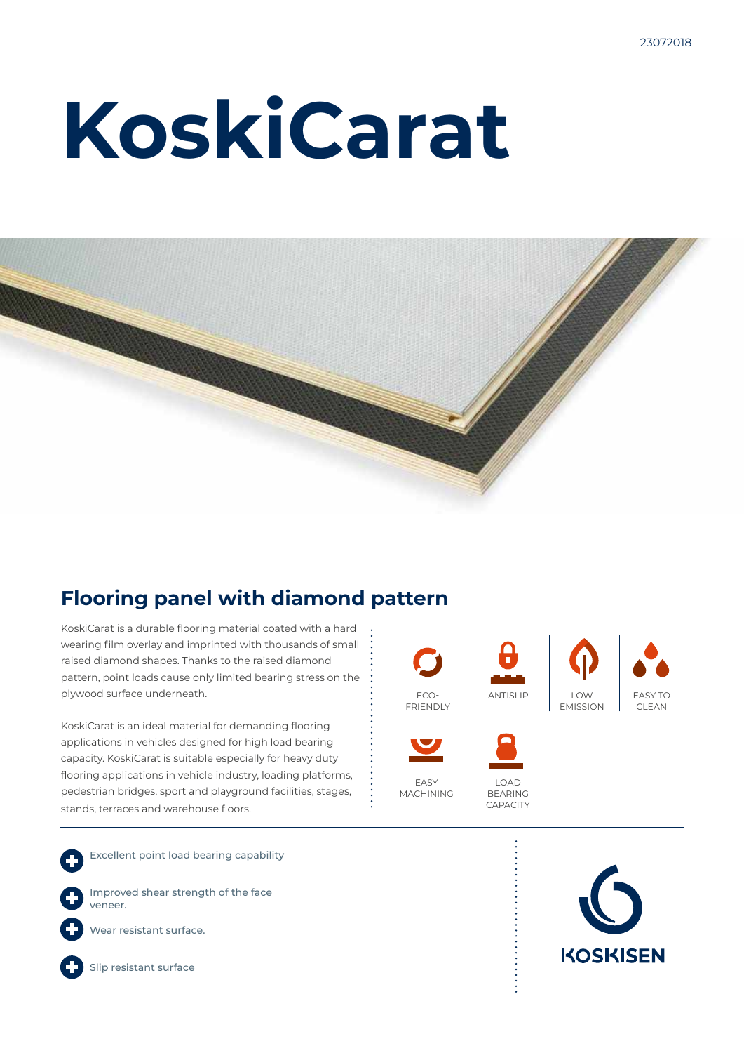23072018

# KoskiCarat

## Flooring panel with diamond pattern

KoskiCarat is a durable flooring material coated with a hard wearing film overlay and imprinted with thousands of small raised diamond shapes. Thanks to the raised diamond pattern, point loads cause only limited bearing stress on the plywood surface underneath.

KoskiCarat is an ideal material for demanding flooring applications in vehicles designed for high load bearing capacity. KoskiCarat is suitable especially for heavy duty flooring applications in vehicle industry, loading platforms, pedestrian bridges, sport and playground facilities, stages, stands, terraces and warehouse floors.

ECO-FRIENDLY

ANTISLIP

LOW EMISSION

EASY TO CLEAN

EASY MACHINING

LOAD BEARING CAPACITY

- Excellent point load bearing capability
- Improved shear strength of the face veneer.
- Wear resistant surface.
- Slip resistant surface

KOSKISEN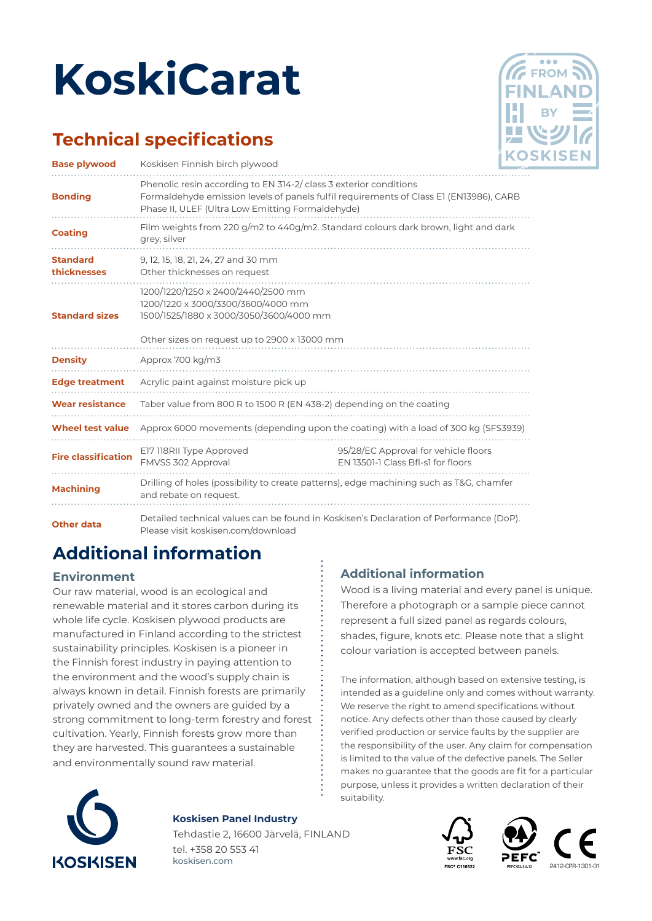# KoskiCarat

## Technical specifications

| | |
|---|---|
| **Base plywood** | Koskisen Finnish birch plywood |
| **Bonding** | Phenolic resin according to EN 314-2/ class 3 exterior conditions<br>Formaldehyde emission levels of panels fulfil requirements of Class E1 (EN13986), CARB Phase II, ULEF (Ultra Low Emitting Formaldehyde) |
| **Coating** | Film weights from 220 g/m2 to 440g/m2. Standard colours dark brown, light and dark grey, silver |
| **Standard thicknesses** | 9, 12, 15, 18, 21, 24, 27 and 30 mm<br>Other thicknesses on request |
| **Standard sizes** | 1200/1220/1250 x 2400/2440/2500 mm<br>1200/1220 x 3000/3300/3600/4000 mm<br>1500/1525/1880 x 3000/3050/3600/4000 mm<br><br>Other sizes on request up to 2900 x 13000 mm |
| **Density** | Approx 700 kg/m3 |
| **Edge treatment** | Acrylic paint against moisture pick up |
| **Wear resistance** | Taber value from 800 R to 1500 R (EN 438-2) depending on the coating |
| **Wheel test value** | Approx 6000 movements (depending upon the coating) with a load of 300 kg (SFS3939) |
| **Fire classification** | E17 118RII Type Approved<br>FMVSS 302 Approval<br>95/28/EC Approval for vehicle floors<br>EN 13501-1 Class Bfl-s1 for floors |
| **Machining** | Drilling of holes (possibility to create patterns), edge machining such as T&G, chamfer and rebate on request. |
| **Other data** | Detailed technical values can be found in Koskisen's Declaration of Performance (DoP). Please visit koskisen.com/download |

## Additional information

### Environment

Our raw material, wood is an ecological and renewable material and it stores carbon during its whole life cycle. Koskisen plywood products are manufactured in Finland according to the strictest sustainability principles. Koskisen is a pioneer in the Finnish forest industry in paying attention to the environment and the wood's supply chain is always known in detail. Finnish forests are primarily privately owned and the owners are guided by a strong commitment to long-term forestry and forest cultivation. Yearly, Finnish forests grow more than they are harvested. This guarantees a sustainable and environmentally sound raw material.

### Additional information

Wood is a living material and every panel is unique. Therefore a photograph or a sample piece cannot represent a full sized panel as regards colours, shades, figure, knots etc. Please note that a slight colour variation is accepted between panels.

The information, although based on extensive testing, is intended as a guideline only and comes without warranty. We reserve the right to amend specifications without notice. Any defects other than those caused by clearly verified production or service faults by the supplier are the responsibility of the user. Any claim for compensation is limited to the value of the defective panels. The Seller makes no guarantee that the goods are fit for a particular purpose, unless it provides a written declaration of their suitability.

**Koskisen Panel Industry**
Tehdastie 2, 16600 Järvelä, FINLAND
tel. +358 20 553 41
koskisen.com

FSC® C116522
PEFC/02-34-12
2412-CPR-1301-01